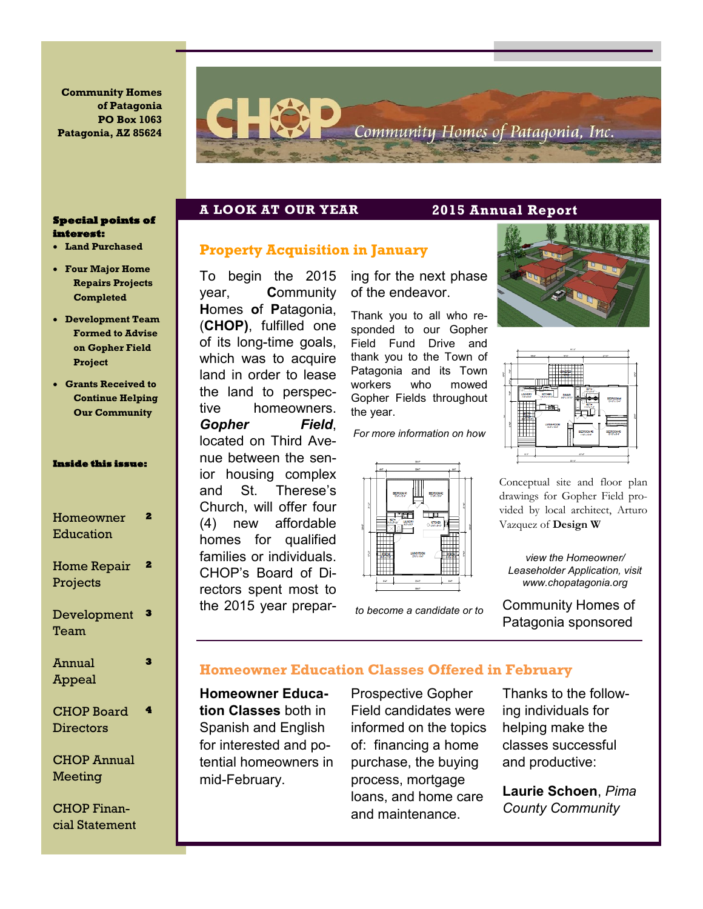Community Homes of Patagonia
PO Box 1063
Patagonia, AZ 85624

CHOP Community Homes of Patagonia, Inc.

**Special points of interest:**

- Land Purchased
- Four Major Home Repairs Projects Completed
- Development Team Formed to Advise on Gopher Field Project
- Grants Received to Continue Helping Our Community

**Inside this issue:**

| | |
|---|---|
| Homeowner Education | 2 |
| Home Repair Projects | 2 |
| Development Team | 3 |
| Annual Appeal | 3 |
| CHOP Board Directors | 4 |
| CHOP Annual Meeting | |
| CHOP Financial Statement | |

**A LOOK AT OUR YEAR** **2015 Annual Report**

## Property Acquisition in January

To begin the 2015 year, **C**ommunity **H**omes **o**f **P**atagonia, (**CHOP)**, fulfilled one of its long-time goals, which was to acquire land in order to lease the land to perspective homeowners. ***Gopher Field***, located on Third Avenue between the senior housing complex and St. Therese's Church, will offer four (4) new affordable homes for qualified families or individuals. CHOP's Board of Directors spent most to the 2015 year preparing for the next phase of the endeavor.

Thank you to all who responded to our Gopher Field Fund Drive and thank you to the Town of Patagonia and its Town workers who mowed Gopher Fields throughout the year.

*For more information on how to become a candidate or to view the Homeowner/ Leaseholder Application, visit www.chopatagonia.org*

Conceptual site and floor plan drawings for Gopher Field provided by local architect, Arturo Vazquez of **Design W**

Community Homes of Patagonia sponsored

## Homeowner Education Classes Offered in February

**Homeowner Education Classes** both in Spanish and English for interested and potential homeowners in mid-February.

Prospective Gopher Field candidates were informed on the topics of: financing a home purchase, the buying process, mortgage loans, and home care and maintenance.

Thanks to the following individuals for helping make the classes successful and productive:

**Laurie Schoen**, *Pima County Community*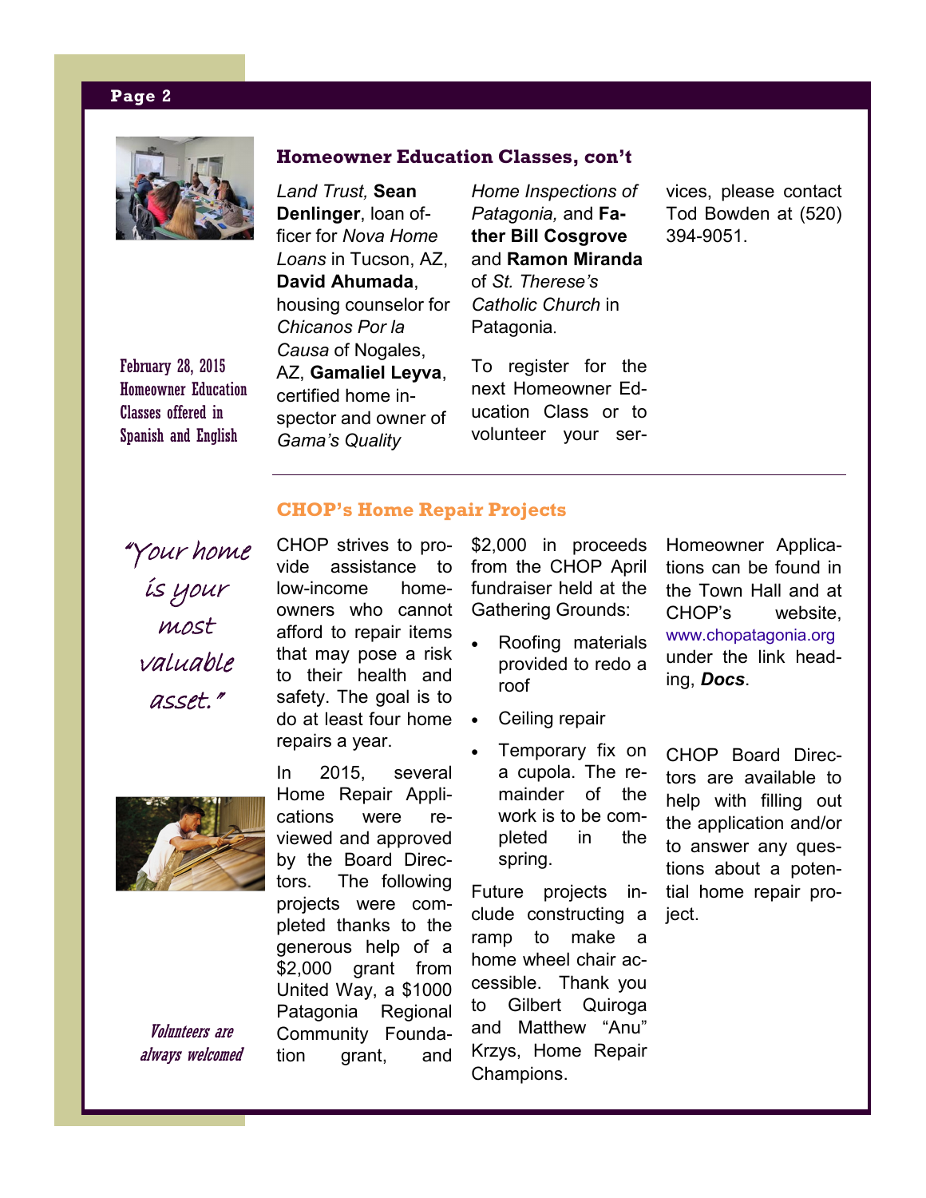## Homeowner Education Classes, con't

February 28, 2015 Homeowner Education Classes offered in Spanish and English

*Land Trust,* **Sean Denlinger**, loan officer for *Nova Home Loans* in Tucson, AZ, **David Ahumada**, housing counselor for *Chicanos Por la Causa* of Nogales, AZ, **Gamaliel Leyva**, certified home inspector and owner of *Gama's Quality Home Inspections of Patagonia,* and **Father Bill Cosgrove** and **Ramon Miranda** of *St. Therese's Catholic Church* in Patagonia.

To register for the next Homeowner Education Class or to volunteer your services, please contact Tod Bowden at (520) 394-9051.

## CHOP's Home Repair Projects

*"Your home is your most valuable asset."*

CHOP strives to provide assistance to low-income homeowners who cannot afford to repair items that may pose a risk to their health and safety. The goal is to do at least four home repairs a year.

In 2015, several Home Repair Applications were reviewed and approved by the Board Directors. The following projects were completed thanks to the generous help of a $2,000 grant from United Way, a $1000 Patagonia Regional Community Foundation grant, and $2,000 in proceeds from the CHOP April fundraiser held at the Gathering Grounds:

- Roofing materials provided to redo a roof
- Ceiling repair
- Temporary fix on a cupola. The remainder of the work is to be completed in the spring.

Future projects include constructing a ramp to make a home wheel chair accessible. Thank you to Gilbert Quiroga and Matthew "Anu" Krzys, Home Repair Champions.

Homeowner Applications can be found in the Town Hall and at CHOP's website, www.chopatagonia.org under the link heading, ***Docs***.

CHOP Board Directors are available to help with filling out the application and/or to answer any questions about a potential home repair project.

*Volunteers are always welcomed*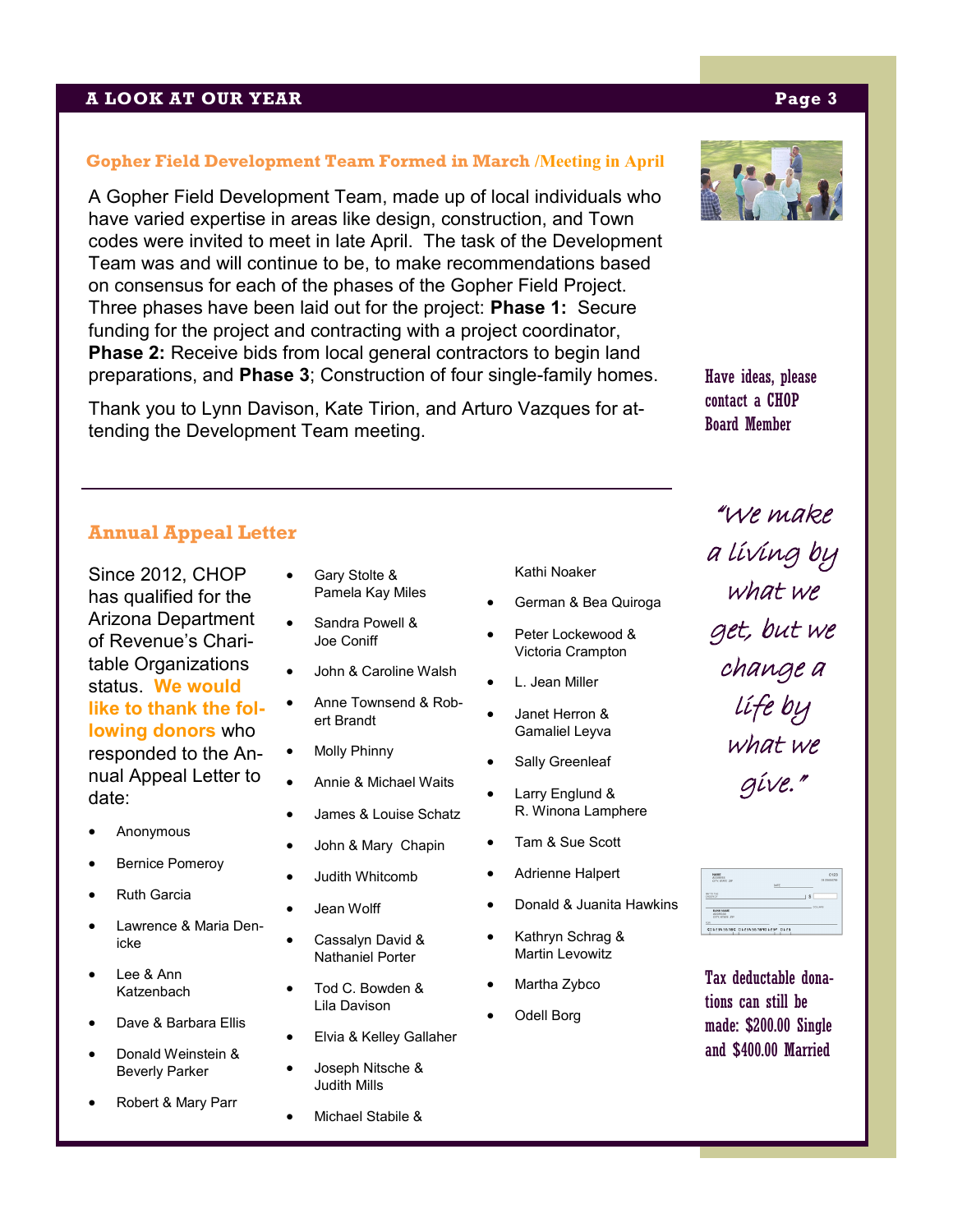## Gopher Field Development Team Formed in March /Meeting in April

A Gopher Field Development Team, made up of local individuals who have varied expertise in areas like design, construction, and Town codes were invited to meet in late April. The task of the Development Team was and will continue to be, to make recommendations based on consensus for each of the phases of the Gopher Field Project. Three phases have been laid out for the project: **Phase 1:** Secure funding for the project and contracting with a project coordinator, **Phase 2:** Receive bids from local general contractors to begin land preparations, and **Phase 3**; Construction of four single-family homes.

Thank you to Lynn Davison, Kate Tirion, and Arturo Vazques for attending the Development Team meeting.

Have ideas, please contact a CHOP Board Member

## Annual Appeal Letter

Since 2012, CHOP has qualified for the Arizona Department of Revenue's Charitable Organizations status. **We would like to thank the following donors** who responded to the Annual Appeal Letter to date:

- Anonymous
- Bernice Pomeroy
- Ruth Garcia
- Lawrence & Maria Denicke
- Lee & Ann Katzenbach
- Dave & Barbara Ellis
- Donald Weinstein & Beverly Parker
- Robert & Mary Parr
- Gary Stolte & Pamela Kay Miles
- Sandra Powell & Joe Coniff
- John & Caroline Walsh
- Anne Townsend & Robert Brandt
- Molly Phinny
- Annie & Michael Waits
- James & Louise Schatz
- John & Mary Chapin
- Judith Whitcomb
- Jean Wolff
- Cassalyn David & Nathaniel Porter
- Tod C. Bowden & Lila Davison
- Elvia & Kelley Gallaher
- Joseph Nitsche & Judith Mills
- Michael Stabile & Kathi Noaker
- German & Bea Quiroga
- Peter Lockewood & Victoria Crampton
- L. Jean Miller
- Janet Herron & Gamaliel Leyva
- Sally Greenleaf
- Larry Englund & R. Winona Lamphere
- Tam & Sue Scott
- Adrienne Halpert
- Donald & Juanita Hawkins
- Kathryn Schrag & Martin Levowitz
- Martha Zybco
- Odell Borg

*"We make a living by what we get, but we change a life by what we give."*

Tax deductable donations can still be made: $200.00 Single and $400.00 Married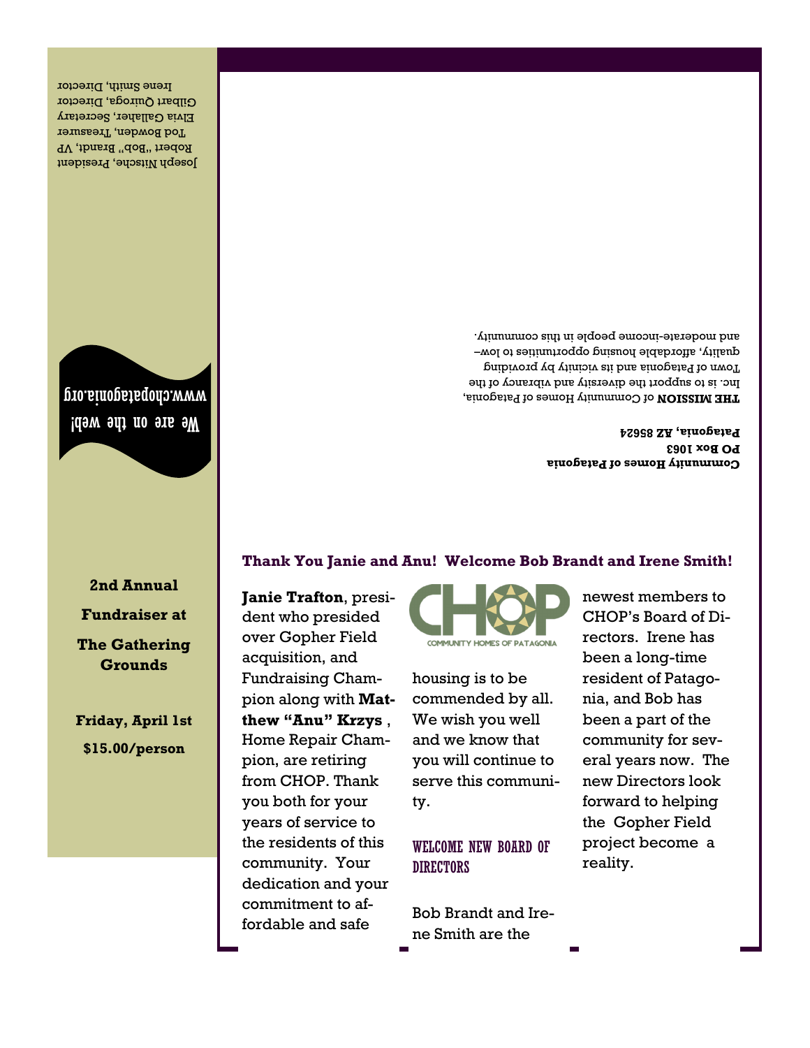Joseph Nitsche, President
Robert "Bob" Brandt, VP
Tod Bowden, Treasurer
Elvia Gallaher, Secretary
Gilbart Quiroga, Director
Irene Smith, Director

We are on the web!
www.chopatagonia.org

**Community Homes of Patagonia**
**PO Box 1063**
**Patagonia, AZ 85624**

**THE MISSION** of Community Homes of Patagonia, Inc. is to support the diversity and vibrancy of the Town of Patagonia and its vicinity by providing quality, affordable housing opportunities to low– and moderate-income people in this community.

**2nd Annual Fundraiser at The Gathering Grounds**

**Friday, April 1st**
**$15.00/person**

### Thank You Janie and Anu! Welcome Bob Brandt and Irene Smith!

**Janie Trafton**, president who presided over Gopher Field acquisition, and Fundraising Champion along with **Matthew "Anu" Krzys** , Home Repair Champion, are retiring from CHOP. Thank you both for your years of service to the residents of this community. Your dedication and your commitment to affordable and safe housing is to be commended by all. We wish you well and we know that you will continue to serve this community.

CHOP COMMUNITY HOMES OF PATAGONIA

### WELCOME NEW BOARD OF DIRECTORS

Bob Brandt and Irene Smith are the newest members to CHOP's Board of Directors. Irene has been a long-time resident of Patagonia, and Bob has been a part of the community for several years now. The new Directors look forward to helping the Gopher Field project become a reality.